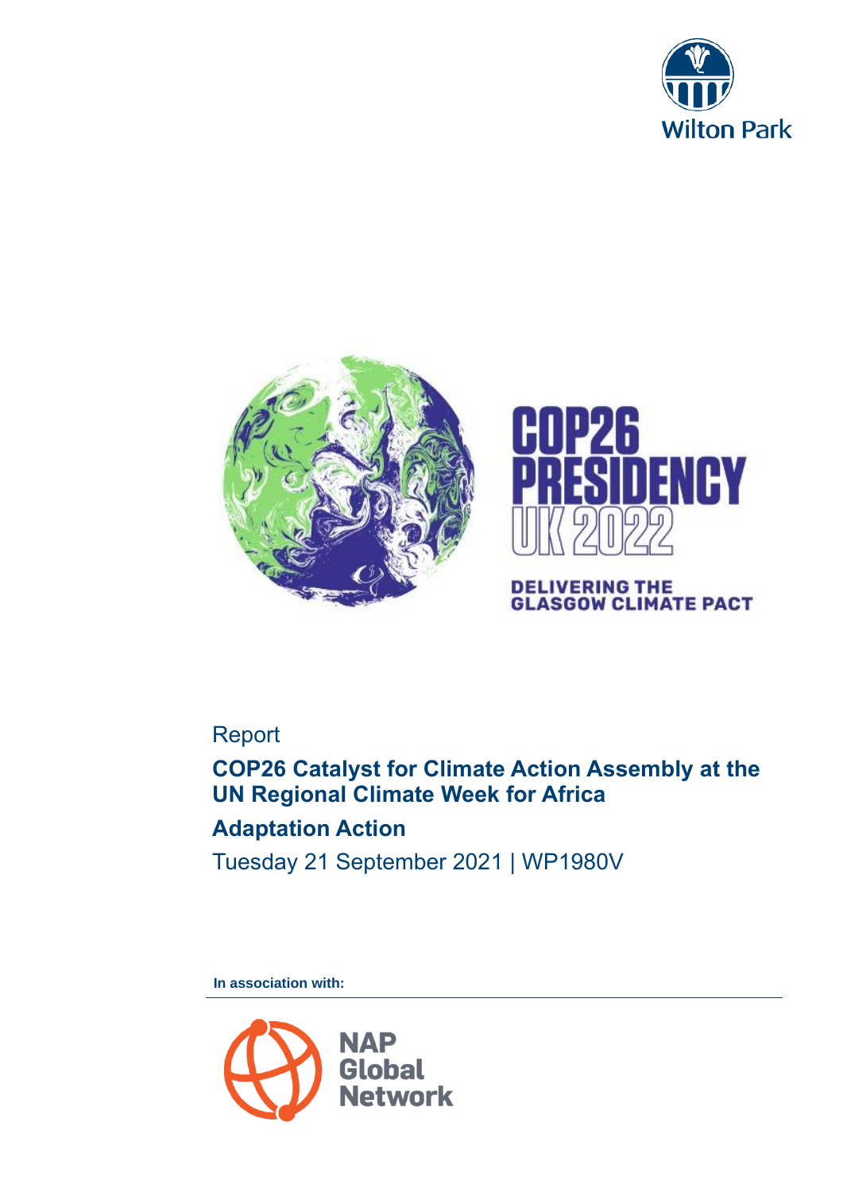Wilton Park

COP26 PRESIDENCY UK 2022

DELIVERING THE GLASGOW CLIMATE PACT

Report

# COP26 Catalyst for Climate Action Assembly at the UN Regional Climate Week for Africa

## Adaptation Action

Tuesday 21 September 2021 | WP1980V

**In association with:**

NAP Global Network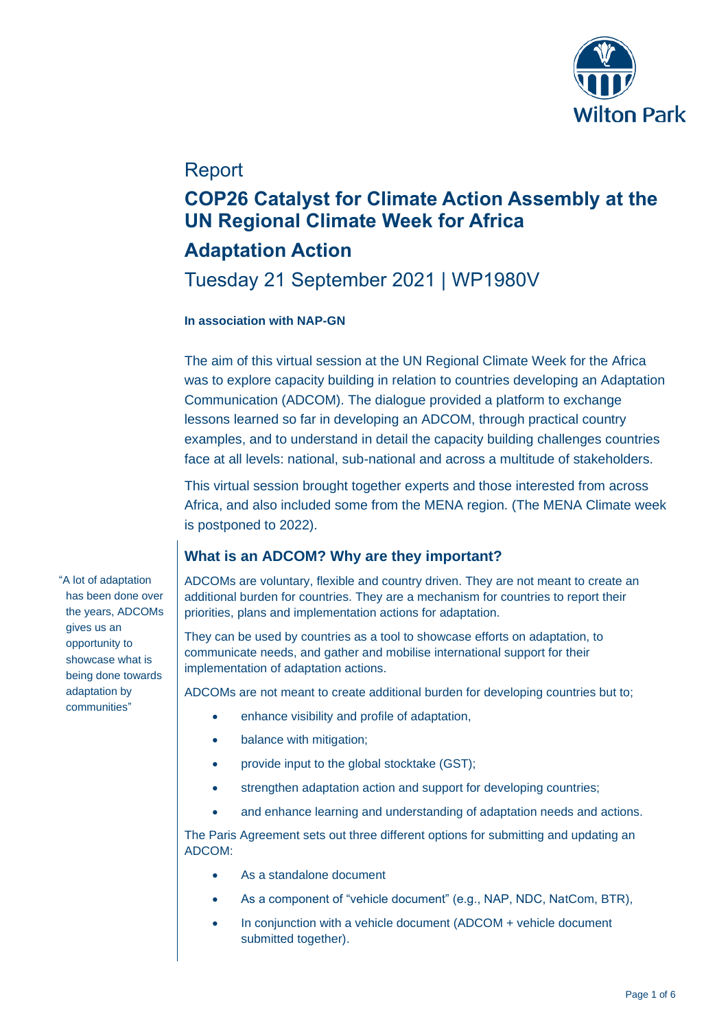Report

# COP26 Catalyst for Climate Action Assembly at the UN Regional Climate Week for Africa

## Adaptation Action

Tuesday 21 September 2021 | WP1980V

**In association with NAP-GN**

The aim of this virtual session at the UN Regional Climate Week for the Africa was to explore capacity building in relation to countries developing an Adaptation Communication (ADCOM). The dialogue provided a platform to exchange lessons learned so far in developing an ADCOM, through practical country examples, and to understand in detail the capacity building challenges countries face at all levels: national, sub-national and across a multitude of stakeholders.

This virtual session brought together experts and those interested from across Africa, and also included some from the MENA region. (The MENA Climate week is postponed to 2022).

### What is an ADCOM? Why are they important?

"A lot of adaptation has been done over the years, ADCOMs gives us an opportunity to showcase what is being done towards adaptation by communities"

ADCOMs are voluntary, flexible and country driven. They are not meant to create an additional burden for countries. They are a mechanism for countries to report their priorities, plans and implementation actions for adaptation.

They can be used by countries as a tool to showcase efforts on adaptation, to communicate needs, and gather and mobilise international support for their implementation of adaptation actions.

ADCOMs are not meant to create additional burden for developing countries but to;

- enhance visibility and profile of adaptation,
- balance with mitigation;
- provide input to the global stocktake (GST);
- strengthen adaptation action and support for developing countries;
- and enhance learning and understanding of adaptation needs and actions.

The Paris Agreement sets out three different options for submitting and updating an ADCOM:

- As a standalone document
- As a component of "vehicle document" (e.g., NAP, NDC, NatCom, BTR),
- In conjunction with a vehicle document (ADCOM + vehicle document submitted together).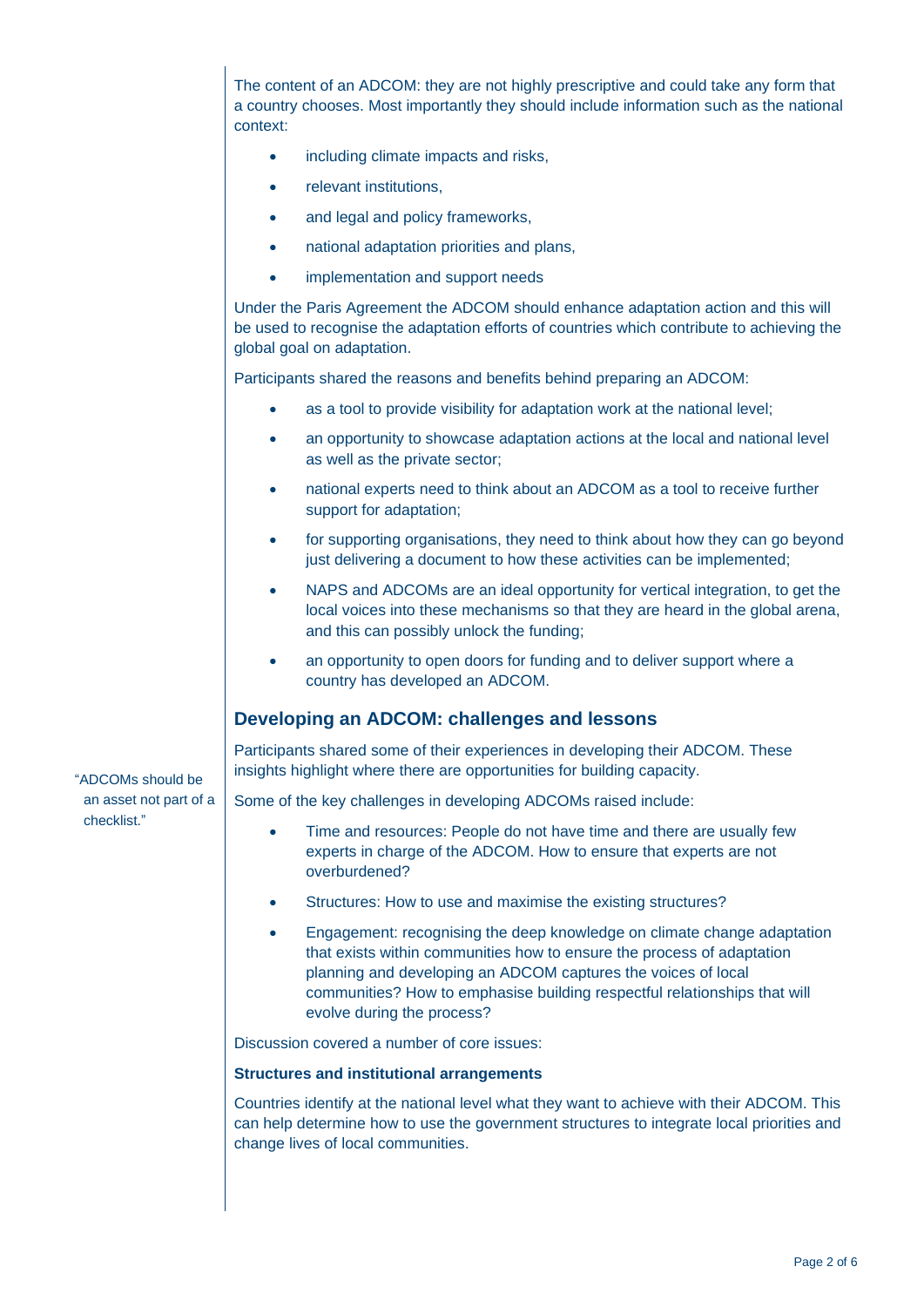The content of an ADCOM: they are not highly prescriptive and could take any form that a country chooses. Most importantly they should include information such as the national context:

- including climate impacts and risks,
- relevant institutions,
- and legal and policy frameworks,
- national adaptation priorities and plans,
- implementation and support needs

Under the Paris Agreement the ADCOM should enhance adaptation action and this will be used to recognise the adaptation efforts of countries which contribute to achieving the global goal on adaptation.

Participants shared the reasons and benefits behind preparing an ADCOM:

- as a tool to provide visibility for adaptation work at the national level;
- an opportunity to showcase adaptation actions at the local and national level as well as the private sector;
- national experts need to think about an ADCOM as a tool to receive further support for adaptation;
- for supporting organisations, they need to think about how they can go beyond just delivering a document to how these activities can be implemented;
- NAPS and ADCOMs are an ideal opportunity for vertical integration, to get the local voices into these mechanisms so that they are heard in the global arena, and this can possibly unlock the funding;
- an opportunity to open doors for funding and to deliver support where a country has developed an ADCOM.

## Developing an ADCOM: challenges and lessons

Participants shared some of their experiences in developing their ADCOM. These insights highlight where there are opportunities for building capacity.

"ADCOMs should be an asset not part of a checklist."

Some of the key challenges in developing ADCOMs raised include:

- Time and resources: People do not have time and there are usually few experts in charge of the ADCOM. How to ensure that experts are not overburdened?
- Structures: How to use and maximise the existing structures?
- Engagement: recognising the deep knowledge on climate change adaptation that exists within communities how to ensure the process of adaptation planning and developing an ADCOM captures the voices of local communities? How to emphasise building respectful relationships that will evolve during the process?

Discussion covered a number of core issues:

**Structures and institutional arrangements**

Countries identify at the national level what they want to achieve with their ADCOM. This can help determine how to use the government structures to integrate local priorities and change lives of local communities.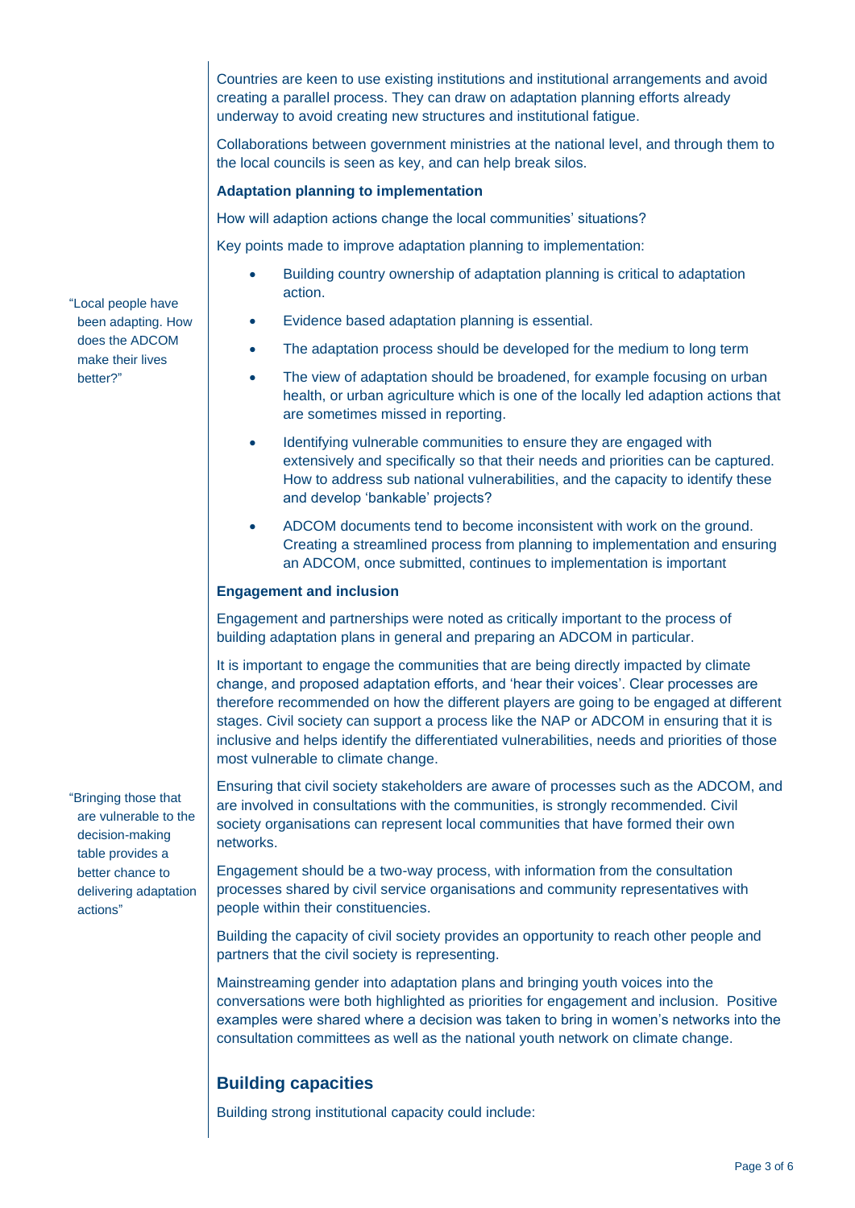Countries are keen to use existing institutions and institutional arrangements and avoid creating a parallel process. They can draw on adaptation planning efforts already underway to avoid creating new structures and institutional fatigue.

Collaborations between government ministries at the national level, and through them to the local councils is seen as key, and can help break silos.

**Adaptation planning to implementation**

How will adaption actions change the local communities' situations?

Key points made to improve adaptation planning to implementation:

> "Local people have been adapting. How does the ADCOM make their lives better?"

- Building country ownership of adaptation planning is critical to adaptation action.
- Evidence based adaptation planning is essential.
- The adaptation process should be developed for the medium to long term
- The view of adaptation should be broadened, for example focusing on urban health, or urban agriculture which is one of the locally led adaption actions that are sometimes missed in reporting.
- Identifying vulnerable communities to ensure they are engaged with extensively and specifically so that their needs and priorities can be captured. How to address sub national vulnerabilities, and the capacity to identify these and develop 'bankable' projects?
- ADCOM documents tend to become inconsistent with work on the ground. Creating a streamlined process from planning to implementation and ensuring an ADCOM, once submitted, continues to implementation is important

**Engagement and inclusion**

Engagement and partnerships were noted as critically important to the process of building adaptation plans in general and preparing an ADCOM in particular.

It is important to engage the communities that are being directly impacted by climate change, and proposed adaptation efforts, and 'hear their voices'. Clear processes are therefore recommended on how the different players are going to be engaged at different stages. Civil society can support a process like the NAP or ADCOM in ensuring that it is inclusive and helps identify the differentiated vulnerabilities, needs and priorities of those most vulnerable to climate change.

> "Bringing those that are vulnerable to the decision-making table provides a better chance to delivering adaptation actions"

Ensuring that civil society stakeholders are aware of processes such as the ADCOM, and are involved in consultations with the communities, is strongly recommended. Civil society organisations can represent local communities that have formed their own networks.

Engagement should be a two-way process, with information from the consultation processes shared by civil service organisations and community representatives with people within their constituencies.

Building the capacity of civil society provides an opportunity to reach other people and partners that the civil society is representing.

Mainstreaming gender into adaptation plans and bringing youth voices into the conversations were both highlighted as priorities for engagement and inclusion. Positive examples were shared where a decision was taken to bring in women's networks into the consultation committees as well as the national youth network on climate change.

## Building capacities

Building strong institutional capacity could include: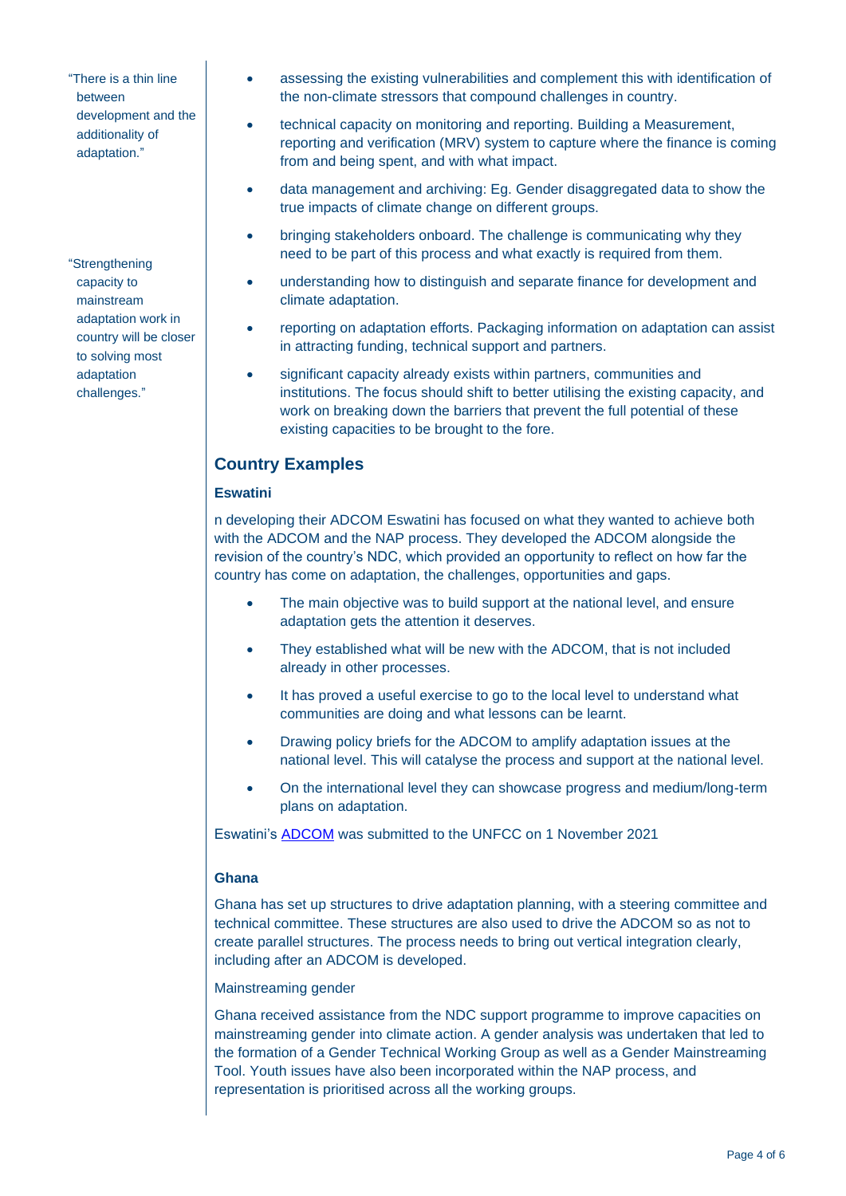"There is a thin line between development and the additionality of adaptation."

"Strengthening capacity to mainstream adaptation work in country will be closer to solving most adaptation challenges."

- assessing the existing vulnerabilities and complement this with identification of the non-climate stressors that compound challenges in country.
- technical capacity on monitoring and reporting. Building a Measurement, reporting and verification (MRV) system to capture where the finance is coming from and being spent, and with what impact.
- data management and archiving: Eg. Gender disaggregated data to show the true impacts of climate change on different groups.
- bringing stakeholders onboard. The challenge is communicating why they need to be part of this process and what exactly is required from them.
- understanding how to distinguish and separate finance for development and climate adaptation.
- reporting on adaptation efforts. Packaging information on adaptation can assist in attracting funding, technical support and partners.
- significant capacity already exists within partners, communities and institutions. The focus should shift to better utilising the existing capacity, and work on breaking down the barriers that prevent the full potential of these existing capacities to be brought to the fore.

## Country Examples

### Eswatini

n developing their ADCOM Eswatini has focused on what they wanted to achieve both with the ADCOM and the NAP process. They developed the ADCOM alongside the revision of the country's NDC, which provided an opportunity to reflect on how far the country has come on adaptation, the challenges, opportunities and gaps.

- The main objective was to build support at the national level, and ensure adaptation gets the attention it deserves.
- They established what will be new with the ADCOM, that is not included already in other processes.
- It has proved a useful exercise to go to the local level to understand what communities are doing and what lessons can be learnt.
- Drawing policy briefs for the ADCOM to amplify adaptation issues at the national level. This will catalyse the process and support at the national level.
- On the international level they can showcase progress and medium/long-term plans on adaptation.

Eswatini's ADCOM was submitted to the UNFCC on 1 November 2021

### Ghana

Ghana has set up structures to drive adaptation planning, with a steering committee and technical committee. These structures are also used to drive the ADCOM so as not to create parallel structures. The process needs to bring out vertical integration clearly, including after an ADCOM is developed.

Mainstreaming gender

Ghana received assistance from the NDC support programme to improve capacities on mainstreaming gender into climate action. A gender analysis was undertaken that led to the formation of a Gender Technical Working Group as well as a Gender Mainstreaming Tool. Youth issues have also been incorporated within the NAP process, and representation is prioritised across all the working groups.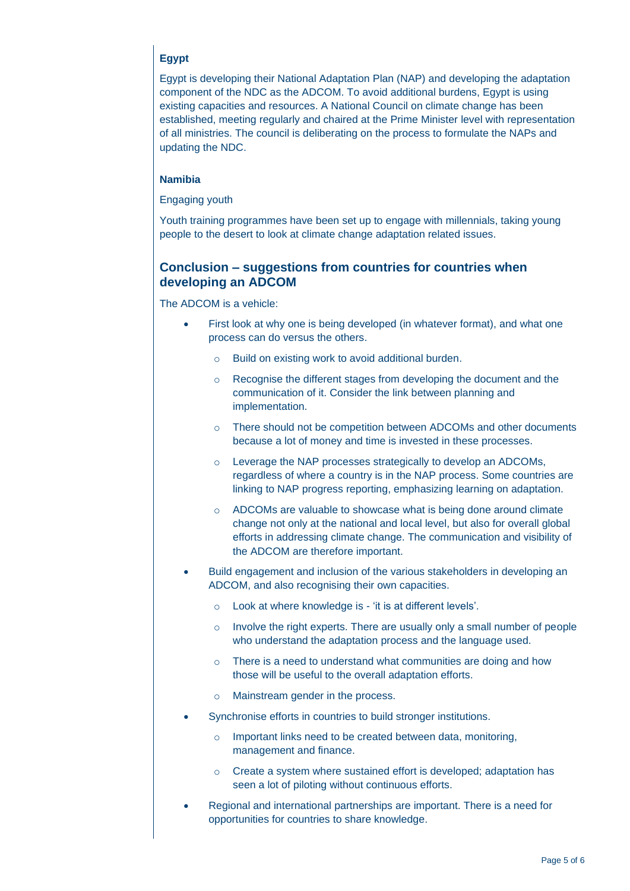**Egypt**

Egypt is developing their National Adaptation Plan (NAP) and developing the adaptation component of the NDC as the ADCOM. To avoid additional burdens, Egypt is using existing capacities and resources. A National Council on climate change has been established, meeting regularly and chaired at the Prime Minister level with representation of all ministries. The council is deliberating on the process to formulate the NAPs and updating the NDC.

**Namibia**

Engaging youth

Youth training programmes have been set up to engage with millennials, taking young people to the desert to look at climate change adaptation related issues.

## Conclusion – suggestions from countries for countries when developing an ADCOM

The ADCOM is a vehicle:

- First look at why one is being developed (in whatever format), and what one process can do versus the others.
    - Build on existing work to avoid additional burden.
    - Recognise the different stages from developing the document and the communication of it. Consider the link between planning and implementation.
    - There should not be competition between ADCOMs and other documents because a lot of money and time is invested in these processes.
    - Leverage the NAP processes strategically to develop an ADCOMs, regardless of where a country is in the NAP process. Some countries are linking to NAP progress reporting, emphasizing learning on adaptation.
    - ADCOMs are valuable to showcase what is being done around climate change not only at the national and local level, but also for overall global efforts in addressing climate change. The communication and visibility of the ADCOM are therefore important.
- Build engagement and inclusion of the various stakeholders in developing an ADCOM, and also recognising their own capacities.
    - Look at where knowledge is - 'it is at different levels'.
    - Involve the right experts. There are usually only a small number of people who understand the adaptation process and the language used.
    - There is a need to understand what communities are doing and how those will be useful to the overall adaptation efforts.
    - Mainstream gender in the process.
- Synchronise efforts in countries to build stronger institutions.
    - Important links need to be created between data, monitoring, management and finance.
    - Create a system where sustained effort is developed; adaptation has seen a lot of piloting without continuous efforts.
- Regional and international partnerships are important. There is a need for opportunities for countries to share knowledge.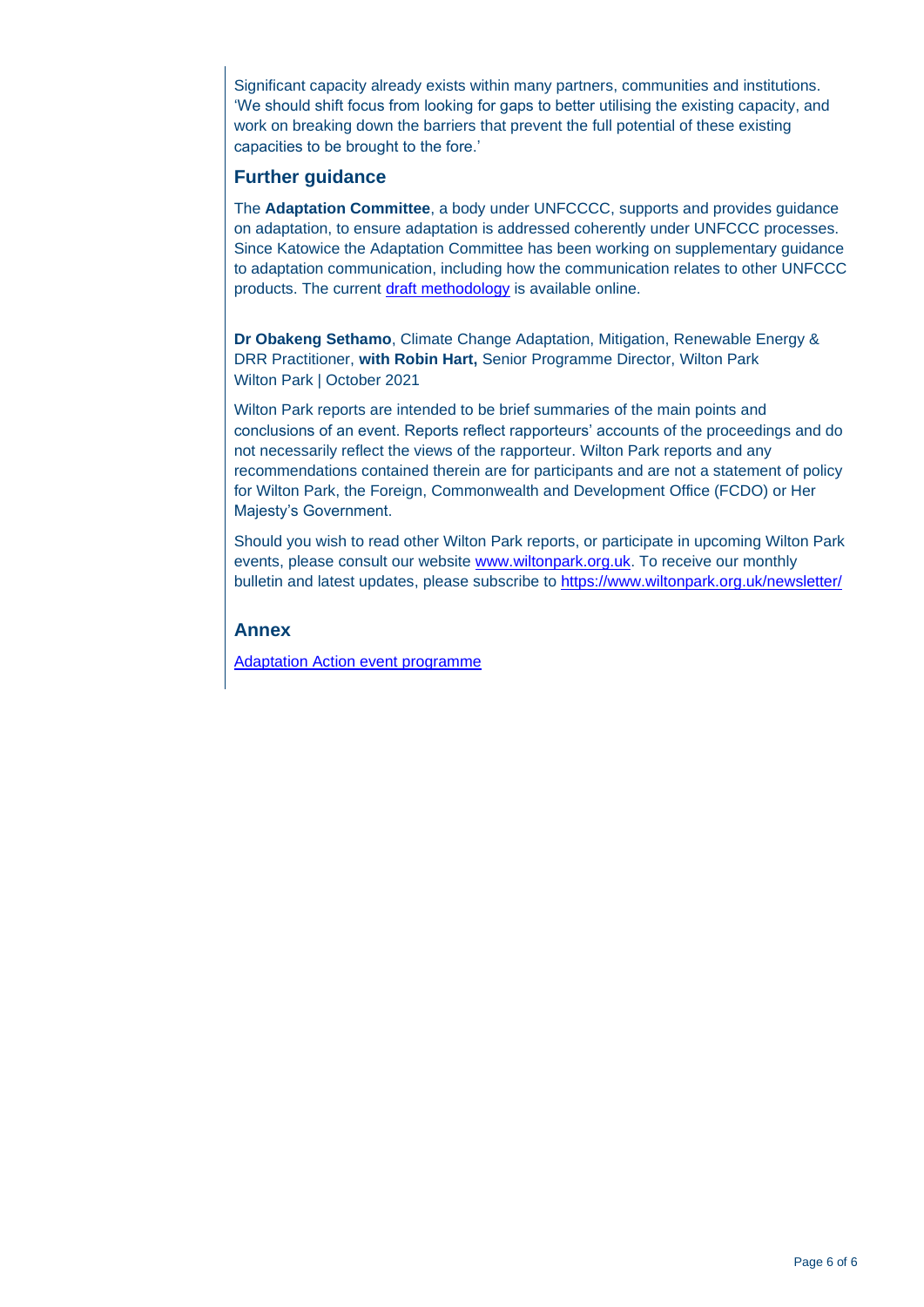Significant capacity already exists within many partners, communities and institutions. 'We should shift focus from looking for gaps to better utilising the existing capacity, and work on breaking down the barriers that prevent the full potential of these existing capacities to be brought to the fore.'

## Further guidance

The **Adaptation Committee**, a body under UNFCCCC, supports and provides guidance on adaptation, to ensure adaptation is addressed coherently under UNFCCC processes. Since Katowice the Adaptation Committee has been working on supplementary guidance to adaptation communication, including how the communication relates to other UNFCCC products. The current draft methodology is available online.

**Dr Obakeng Sethamo**, Climate Change Adaptation, Mitigation, Renewable Energy & DRR Practitioner, **with Robin Hart,** Senior Programme Director, Wilton Park
Wilton Park | October 2021

Wilton Park reports are intended to be brief summaries of the main points and conclusions of an event. Reports reflect rapporteurs' accounts of the proceedings and do not necessarily reflect the views of the rapporteur. Wilton Park reports and any recommendations contained therein are for participants and are not a statement of policy for Wilton Park, the Foreign, Commonwealth and Development Office (FCDO) or Her Majesty's Government.

Should you wish to read other Wilton Park reports, or participate in upcoming Wilton Park events, please consult our website www.wiltonpark.org.uk. To receive our monthly bulletin and latest updates, please subscribe to https://www.wiltonpark.org.uk/newsletter/

## Annex

Adaptation Action event programme